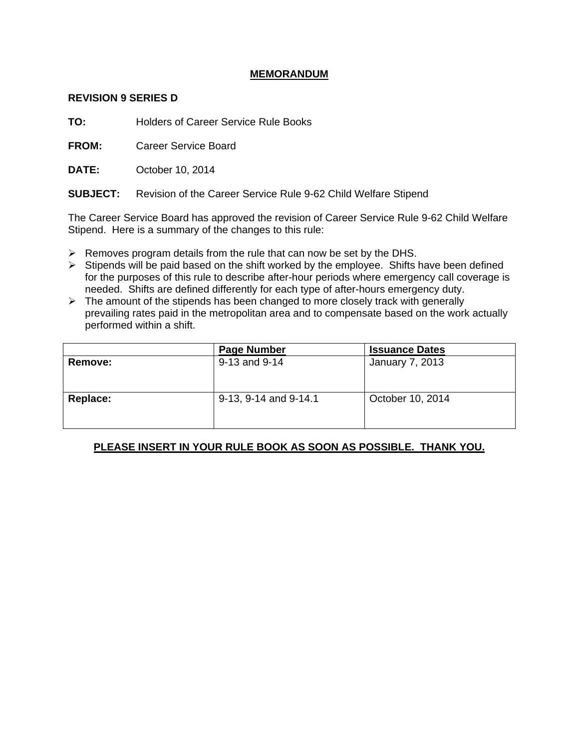# MEMORANDUM

**REVISION 9 SERIES D**

**TO:** Holders of Career Service Rule Books

**FROM:** Career Service Board

**DATE:** October 10, 2014

**SUBJECT:** Revision of the Career Service Rule 9-62 Child Welfare Stipend

The Career Service Board has approved the revision of Career Service Rule 9-62 Child Welfare Stipend. Here is a summary of the changes to this rule:

- Removes program details from the rule that can now be set by the DHS.
- Stipends will be paid based on the shift worked by the employee. Shifts have been defined for the purposes of this rule to describe after-hour periods where emergency call coverage is needed. Shifts are defined differently for each type of after-hours emergency duty.
- The amount of the stipends has been changed to more closely track with generally prevailing rates paid in the metropolitan area and to compensate based on the work actually performed within a shift.

| | Page Number | Issuance Dates |
|---|---|---|
| **Remove:** | 9-13 and 9-14 | January 7, 2013 |
| **Replace:** | 9-13, 9-14 and 9-14.1 | October 10, 2014 |

**PLEASE INSERT IN YOUR RULE BOOK AS SOON AS POSSIBLE. THANK YOU.**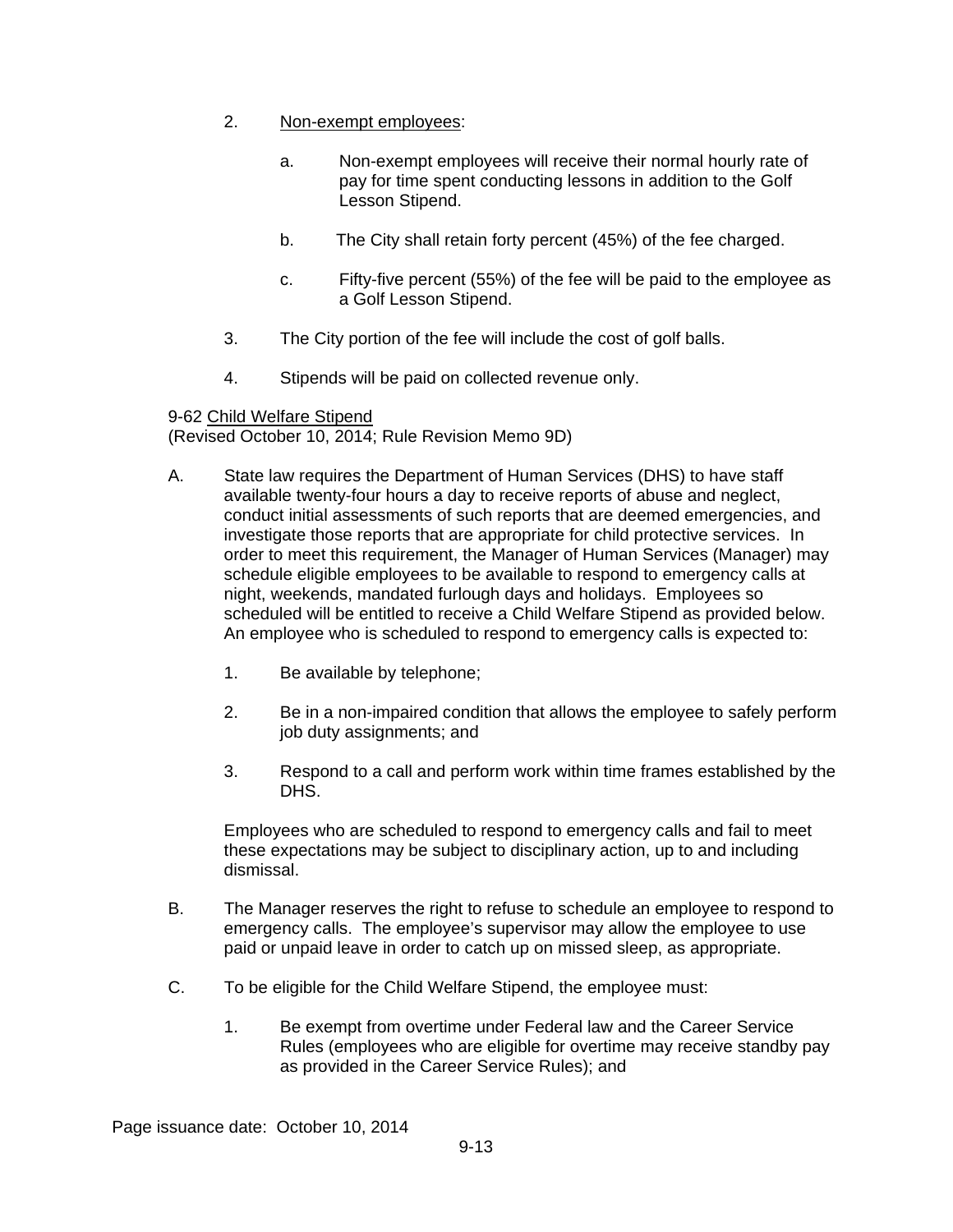2. Non-exempt employees:

    a. Non-exempt employees will receive their normal hourly rate of pay for time spent conducting lessons in addition to the Golf Lesson Stipend.

    b. The City shall retain forty percent (45%) of the fee charged.

    c. Fifty-five percent (55%) of the fee will be paid to the employee as a Golf Lesson Stipend.

3. The City portion of the fee will include the cost of golf balls.

4. Stipends will be paid on collected revenue only.

9-62 Child Welfare Stipend
(Revised October 10, 2014; Rule Revision Memo 9D)

A. State law requires the Department of Human Services (DHS) to have staff available twenty-four hours a day to receive reports of abuse and neglect, conduct initial assessments of such reports that are deemed emergencies, and investigate those reports that are appropriate for child protective services. In order to meet this requirement, the Manager of Human Services (Manager) may schedule eligible employees to be available to respond to emergency calls at night, weekends, mandated furlough days and holidays. Employees so scheduled will be entitled to receive a Child Welfare Stipend as provided below. An employee who is scheduled to respond to emergency calls is expected to:

    1. Be available by telephone;

    2. Be in a non-impaired condition that allows the employee to safely perform job duty assignments; and

    3. Respond to a call and perform work within time frames established by the DHS.

    Employees who are scheduled to respond to emergency calls and fail to meet these expectations may be subject to disciplinary action, up to and including dismissal.

B. The Manager reserves the right to refuse to schedule an employee to respond to emergency calls. The employee's supervisor may allow the employee to use paid or unpaid leave in order to catch up on missed sleep, as appropriate.

C. To be eligible for the Child Welfare Stipend, the employee must:

    1. Be exempt from overtime under Federal law and the Career Service Rules (employees who are eligible for overtime may receive standby pay as provided in the Career Service Rules); and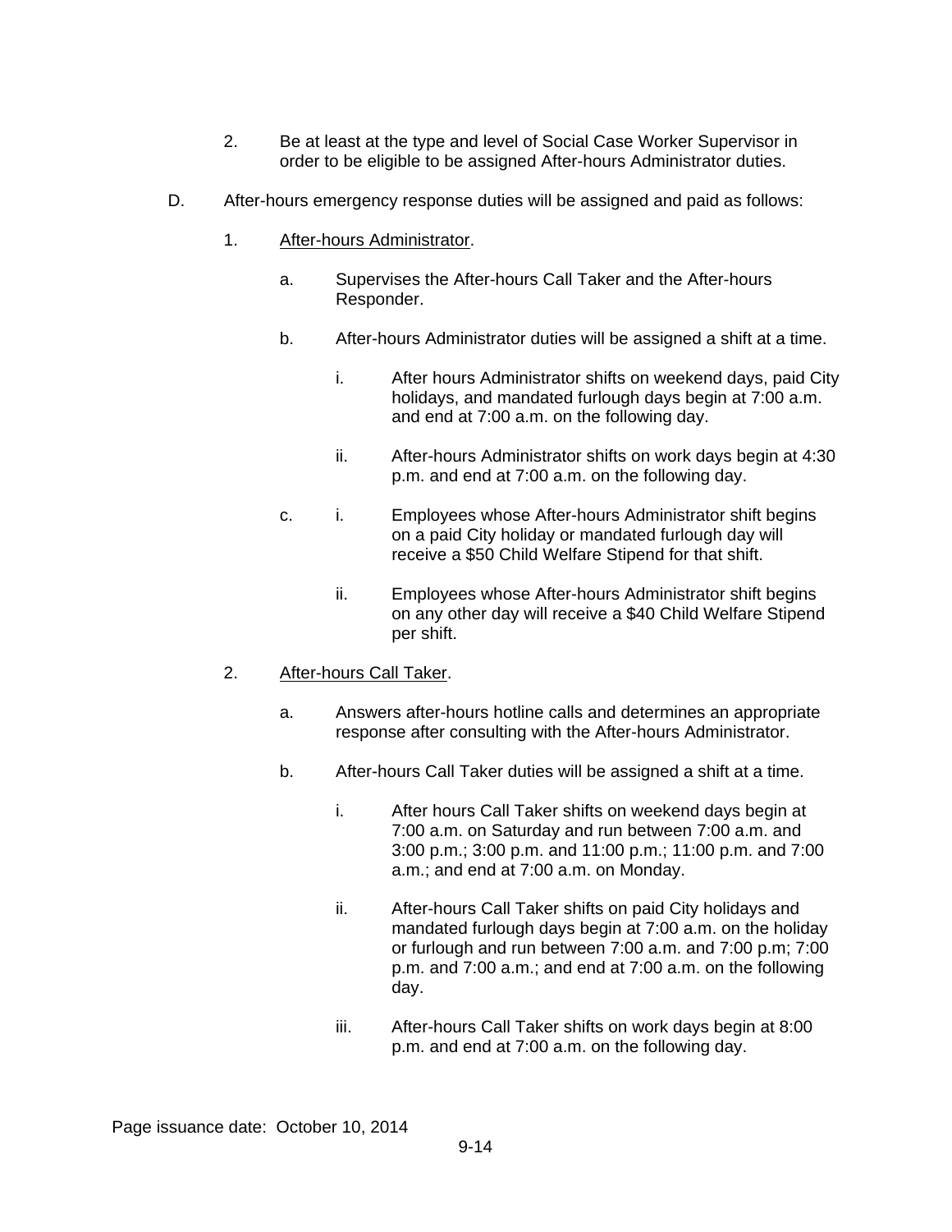2. Be at least at the type and level of Social Case Worker Supervisor in order to be eligible to be assigned After-hours Administrator duties.

D. After-hours emergency response duties will be assigned and paid as follows:

1. After-hours Administrator.

   a. Supervises the After-hours Call Taker and the After-hours Responder.

   b. After-hours Administrator duties will be assigned a shift at a time.

      i. After hours Administrator shifts on weekend days, paid City holidays, and mandated furlough days begin at 7:00 a.m. and end at 7:00 a.m. on the following day.

      ii. After-hours Administrator shifts on work days begin at 4:30 p.m. and end at 7:00 a.m. on the following day.

   c. i. Employees whose After-hours Administrator shift begins on a paid City holiday or mandated furlough day will receive a $50 Child Welfare Stipend for that shift.

      ii. Employees whose After-hours Administrator shift begins on any other day will receive a $40 Child Welfare Stipend per shift.

2. After-hours Call Taker.

   a. Answers after-hours hotline calls and determines an appropriate response after consulting with the After-hours Administrator.

   b. After-hours Call Taker duties will be assigned a shift at a time.

      i. After hours Call Taker shifts on weekend days begin at 7:00 a.m. on Saturday and run between 7:00 a.m. and 3:00 p.m.; 3:00 p.m. and 11:00 p.m.; 11:00 p.m. and 7:00 a.m.; and end at 7:00 a.m. on Monday.

      ii. After-hours Call Taker shifts on paid City holidays and mandated furlough days begin at 7:00 a.m. on the holiday or furlough and run between 7:00 a.m. and 7:00 p.m; 7:00 p.m. and 7:00 a.m.; and end at 7:00 a.m. on the following day.

      iii. After-hours Call Taker shifts on work days begin at 8:00 p.m. and end at 7:00 a.m. on the following day.

Page issuance date: October 10, 2014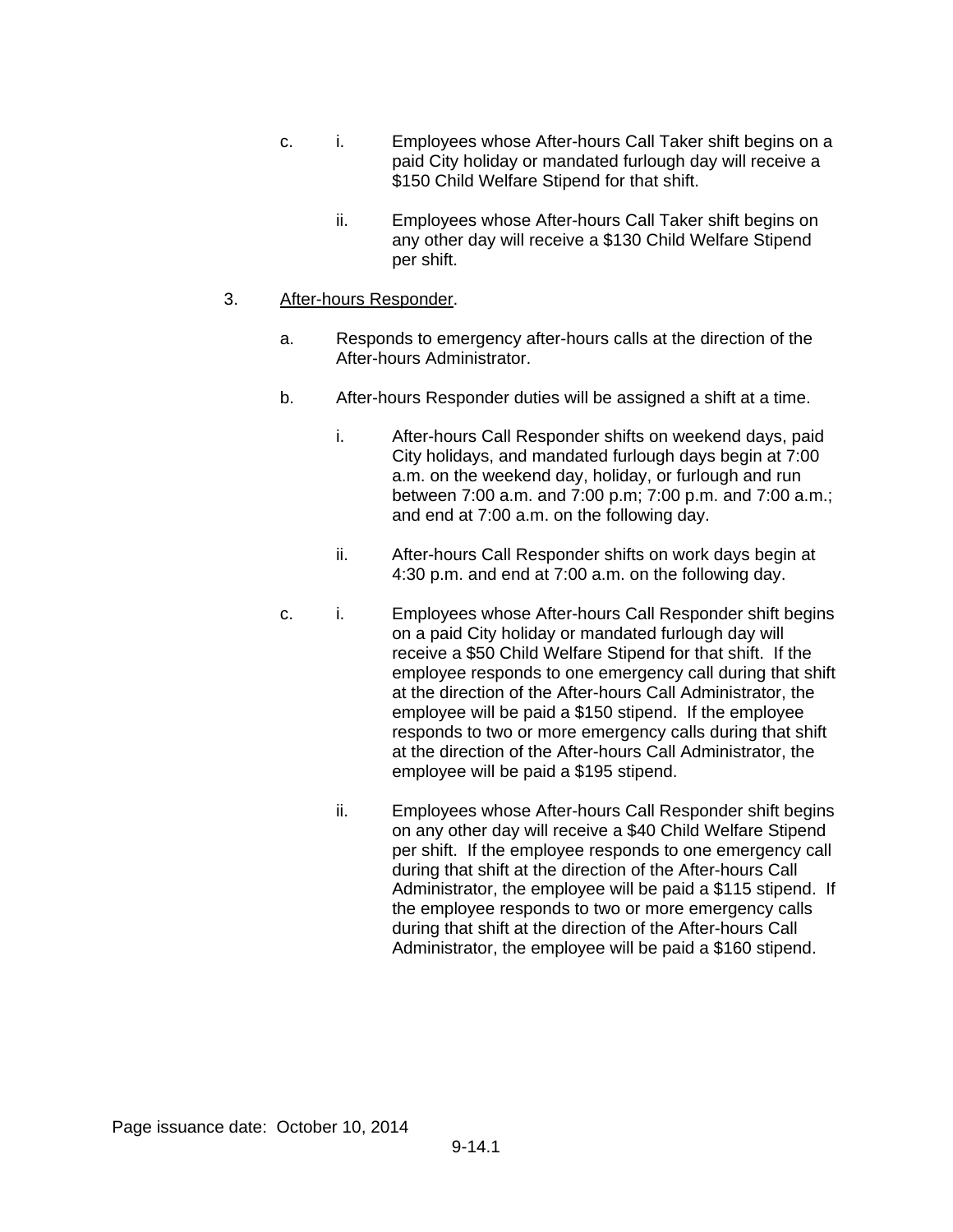c. i. Employees whose After-hours Call Taker shift begins on a paid City holiday or mandated furlough day will receive a $150 Child Welfare Stipend for that shift.

ii. Employees whose After-hours Call Taker shift begins on any other day will receive a $130 Child Welfare Stipend per shift.

3. <u>After-hours Responder</u>.

a. Responds to emergency after-hours calls at the direction of the After-hours Administrator.

b. After-hours Responder duties will be assigned a shift at a time.

i. After-hours Call Responder shifts on weekend days, paid City holidays, and mandated furlough days begin at 7:00 a.m. on the weekend day, holiday, or furlough and run between 7:00 a.m. and 7:00 p.m; 7:00 p.m. and 7:00 a.m.; and end at 7:00 a.m. on the following day.

ii. After-hours Call Responder shifts on work days begin at 4:30 p.m. and end at 7:00 a.m. on the following day.

c. i. Employees whose After-hours Call Responder shift begins on a paid City holiday or mandated furlough day will receive a $50 Child Welfare Stipend for that shift. If the employee responds to one emergency call during that shift at the direction of the After-hours Call Administrator, the employee will be paid a $150 stipend. If the employee responds to two or more emergency calls during that shift at the direction of the After-hours Call Administrator, the employee will be paid a $195 stipend.

ii. Employees whose After-hours Call Responder shift begins on any other day will receive a $40 Child Welfare Stipend per shift. If the employee responds to one emergency call during that shift at the direction of the After-hours Call Administrator, the employee will be paid a $115 stipend. If the employee responds to two or more emergency calls during that shift at the direction of the After-hours Call Administrator, the employee will be paid a $160 stipend.

Page issuance date: October 10, 2014